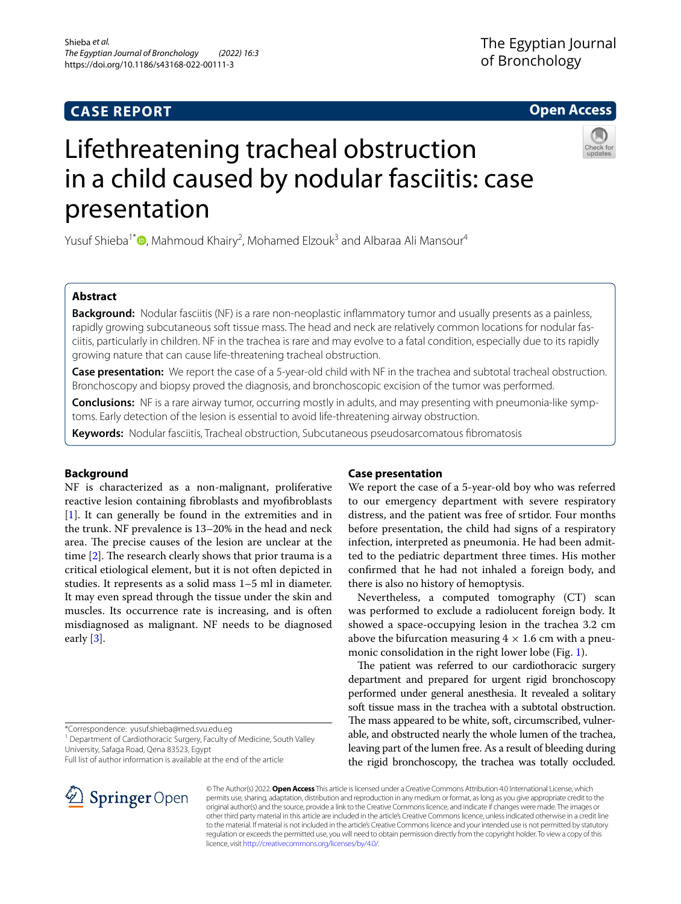CASE REPORT

Open Access

# Lifethreatening tracheal obstruction in a child caused by nodular fasciitis: case presentation

Yusuf Shieba[1*], Mahmoud Khairy[2], Mohamed Elzouk[3] and Albaraa Ali Mansour[4]

## Abstract

**Background:** Nodular fasciitis (NF) is a rare non-neoplastic inflammatory tumor and usually presents as a painless, rapidly growing subcutaneous soft tissue mass. The head and neck are relatively common locations for nodular fasciitis, particularly in children. NF in the trachea is rare and may evolve to a fatal condition, especially due to its rapidly growing nature that can cause life-threatening tracheal obstruction.

**Case presentation:** We report the case of a 5-year-old child with NF in the trachea and subtotal tracheal obstruction. Bronchoscopy and biopsy proved the diagnosis, and bronchoscopic excision of the tumor was performed.

**Conclusions:** NF is a rare airway tumor, occurring mostly in adults, and may presenting with pneumonia-like symptoms. Early detection of the lesion is essential to avoid life-threatening airway obstruction.

**Keywords:** Nodular fasciitis, Tracheal obstruction, Subcutaneous pseudosarcomatous fibromatosis

## Background

NF is characterized as a non-malignant, proliferative reactive lesion containing fibroblasts and myofibroblasts [1]. It can generally be found in the extremities and in the trunk. NF prevalence is 13–20% in the head and neck area. The precise causes of the lesion are unclear at the time [2]. The research clearly shows that prior trauma is a critical etiological element, but it is not often depicted in studies. It represents as a solid mass 1–5 ml in diameter. It may even spread through the tissue under the skin and muscles. Its occurrence rate is increasing, and is often misdiagnosed as malignant. NF needs to be diagnosed early [3].

## Case presentation

We report the case of a 5-year-old boy who was referred to our emergency department with severe respiratory distress, and the patient was free of srtidor. Four months before presentation, the child had signs of a respiratory infection, interpreted as pneumonia. He had been admitted to the pediatric department three times. His mother confirmed that he had not inhaled a foreign body, and there is also no history of hemoptysis.

Nevertheless, a computed tomography (CT) scan was performed to exclude a radiolucent foreign body. It showed a space-occupying lesion in the trachea 3.2 cm above the bifurcation measuring 4 × 1.6 cm with a pneumonic consolidation in the right lower lobe (Fig. 1).

The patient was referred to our cardiothoracic surgery department and prepared for urgent rigid bronchoscopy performed under general anesthesia. It revealed a solitary soft tissue mass in the trachea with a subtotal obstruction. The mass appeared to be white, soft, circumscribed, vulnerable, and obstructed nearly the whole lumen of the trachea, leaving part of the lumen free. As a result of bleeding during the rigid bronchoscopy, the trachea was totally occluded.

*Correspondence: yusuf.shieba@med.svu.edu.eg
[1] Department of Cardiothoracic Surgery, Faculty of Medicine, South Valley University, Safaga Road, Qena 83523, Egypt
Full list of author information is available at the end of the article

© The Author(s) 2022. **Open Access** This article is licensed under a Creative Commons Attribution 4.0 International License, which permits use, sharing, adaptation, distribution and reproduction in any medium or format, as long as you give appropriate credit to the original author(s) and the source, provide a link to the Creative Commons licence, and indicate if changes were made. The images or other third party material in this article are included in the article's Creative Commons licence, unless indicated otherwise in a credit line to the material. If material is not included in the article's Creative Commons licence and your intended use is not permitted by statutory regulation or exceeds the permitted use, you will need to obtain permission directly from the copyright holder. To view a copy of this licence, visit http://creativecommons.org/licenses/by/4.0/.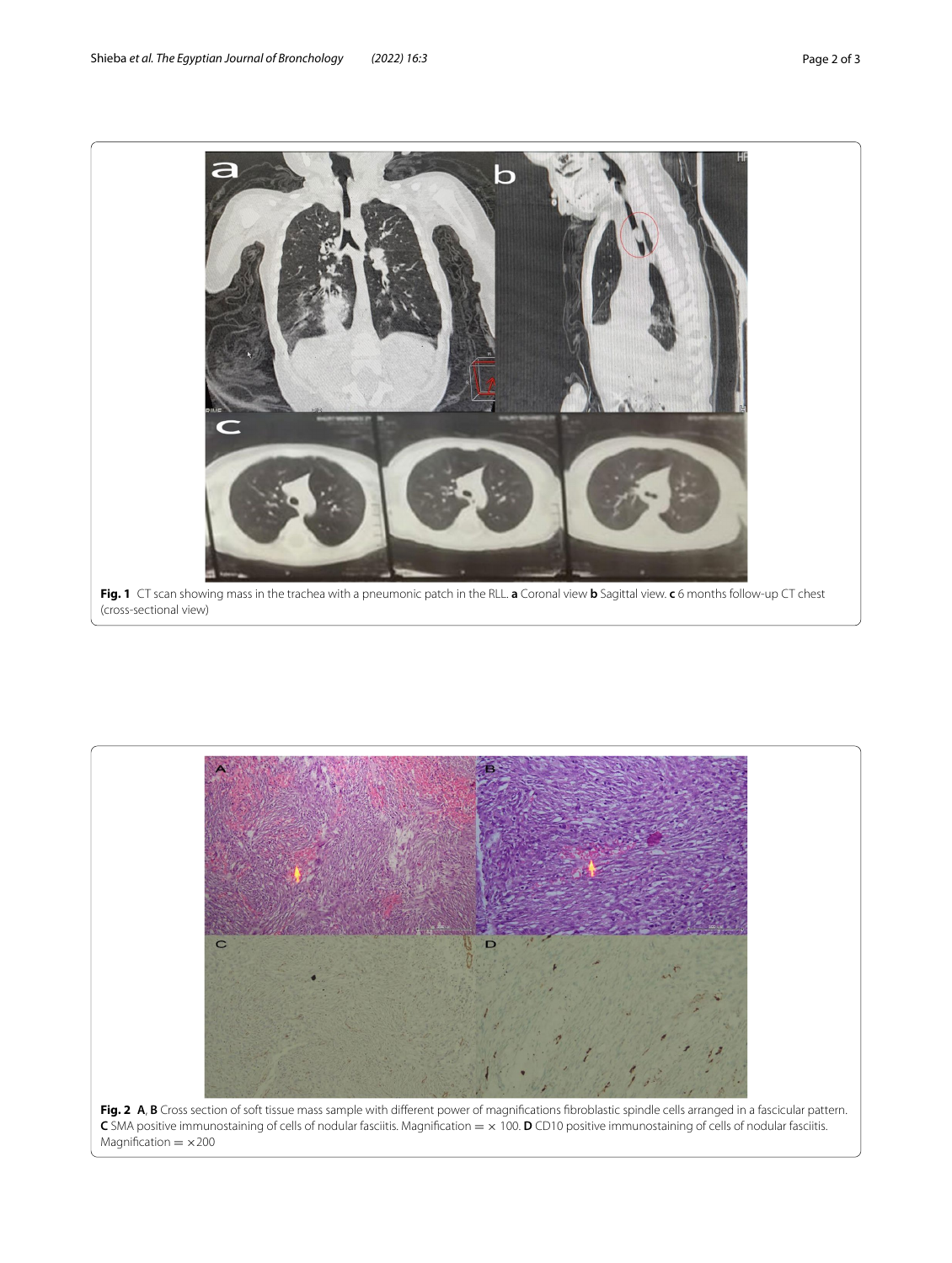**Fig. 1** CT scan showing mass in the trachea with a pneumonic patch in the RLL. **a** Coronal view **b** Sagittal view. **c** 6 months follow-up CT chest (cross-sectional view)

**Fig. 2** **A**, **B** Cross section of soft tissue mass sample with different power of magnifications fibroblastic spindle cells arranged in a fascicular pattern. **C** SMA positive immunostaining of cells of nodular fasciitis. Magnification = × 100. **D** CD10 positive immunostaining of cells of nodular fasciitis. Magnification = ×200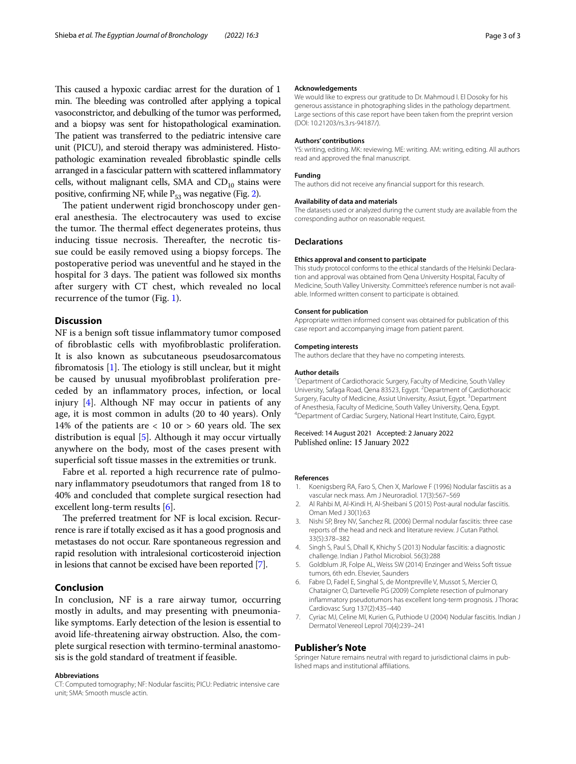This caused a hypoxic cardiac arrest for the duration of 1 min. The bleeding was controlled after applying a topical vasoconstrictor, and debulking of the tumor was performed, and a biopsy was sent for histopathological examination. The patient was transferred to the pediatric intensive care unit (PICU), and steroid therapy was administered. Histopathologic examination revealed fibroblastic spindle cells arranged in a fascicular pattern with scattered inflammatory cells, without malignant cells, SMA and $CD_{10}$ stains were positive, confirming NF, while $P_{53}$ was negative (Fig. 2).

The patient underwent rigid bronchoscopy under general anesthesia. The electrocautery was used to excise the tumor. The thermal effect degenerates proteins, thus inducing tissue necrosis. Thereafter, the necrotic tissue could be easily removed using a biopsy forceps. The postoperative period was uneventful and he stayed in the hospital for 3 days. The patient was followed six months after surgery with CT chest, which revealed no local recurrence of the tumor (Fig. 1).

## Discussion

NF is a benign soft tissue inflammatory tumor composed of fibroblastic cells with myofibroblastic proliferation. It is also known as subcutaneous pseudosarcomatous fibromatosis [1]. The etiology is still unclear, but it might be caused by unusual myofibroblast proliferation preceded by an inflammatory proces, infection, or local injury [4]. Although NF may occur in patients of any age, it is most common in adults (20 to 40 years). Only 14% of the patients are < 10 or > 60 years old. The sex distribution is equal [5]. Although it may occur virtually anywhere on the body, most of the cases present with superficial soft tissue masses in the extremities or trunk.

Fabre et al. reported a high recurrence rate of pulmonary inflammatory pseudotumors that ranged from 18 to 40% and concluded that complete surgical resection had excellent long-term results [6].

The preferred treatment for NF is local excision. Recurrence is rare if totally excised as it has a good prognosis and metastases do not occur. Rare spontaneous regression and rapid resolution with intralesional corticosteroid injection in lesions that cannot be excised have been reported [7].

## Conclusion

In conclusion, NF is a rare airway tumor, occurring mostly in adults, and may presenting with pneumonia-like symptoms. Early detection of the lesion is essential to avoid life-threatening airway obstruction. Also, the complete surgical resection with termino-terminal anastomosis is the gold standard of treatment if feasible.

#### Abbreviations

CT: Computed tomography; NF: Nodular fasciitis; PICU: Pediatric intensive care unit; SMA: Smooth muscle actin.

#### Acknowledgements

We would like to express our gratitude to Dr. Mahmoud I. El Dosoky for his generous assistance in photographing slides in the pathology department. Large sections of this case report have been taken from the preprint version (DOI: 10.21203/rs.3.rs-94187/).

#### Authors' contributions

YS: writing, editing. MK: reviewing. ME: writing. AM: writing, editing. All authors read and approved the final manuscript.

#### Funding

The authors did not receive any financial support for this research.

#### Availability of data and materials

The datasets used or analyzed during the current study are available from the corresponding author on reasonable request.

## Declarations

#### Ethics approval and consent to participate

This study protocol conforms to the ethical standards of the Helsinki Declaration and approval was obtained from Qena University Hospital, Faculty of Medicine, South Valley University. Committee's reference number is not available. Informed written consent to participate is obtained.

#### Consent for publication

Appropriate written informed consent was obtained for publication of this case report and accompanying image from patient parent.

#### Competing interests

The authors declare that they have no competing interests.

#### Author details

[1]Department of Cardiothoracic Surgery, Faculty of Medicine, South Valley University, Safaga Road, Qena 83523, Egypt. [2]Department of Cardiothoracic Surgery, Faculty of Medicine, Assiut University, Assiut, Egypt. [3]Department of Anesthesia, Faculty of Medicine, South Valley University, Qena, Egypt. [4]Department of Cardiac Surgery, National Heart Institute, Cairo, Egypt.

Received: 14 August 2021 Accepted: 2 January 2022
Published online: 15 January 2022

#### References

1. Koenigsberg RA, Faro S, Chen X, Marlowe F (1996) Nodular fasciitis as a vascular neck mass. Am J Neuroradiol. 17(3):567–569
2. Al Rahbi M, Al-Kindi H, Al-Sheibani S (2015) Post-aural nodular fasciitis. Oman Med J 30(1):63
3. Nishi SP, Brey NV, Sanchez RL (2006) Dermal nodular fasciitis: three case reports of the head and neck and literature review. J Cutan Pathol. 33(5):378–382
4. Singh S, Paul S, Dhall K, Khichy S (2013) Nodular fasciitis: a diagnostic challenge. Indian J Pathol Microbiol. 56(3):288
5. Goldblum JR, Folpe AL, Weiss SW (2014) Enzinger and Weiss Soft tissue tumors, 6th edn. Elsevier, Saunders
6. Fabre D, Fadel E, Singhal S, de Montpreville V, Mussot S, Mercier O, Chataigner O, Dartevelle PG (2009) Complete resection of pulmonary inflammatory pseudotumors has excellent long-term prognosis. J Thorac Cardiovasc Surg 137(2):435–440
7. Cyriac MJ, Celine MI, Kurien G, Puthiode U (2004) Nodular fasciitis. Indian J Dermatol Venereol Leprol 70(4):239–241

## Publisher's Note

Springer Nature remains neutral with regard to jurisdictional claims in published maps and institutional affiliations.